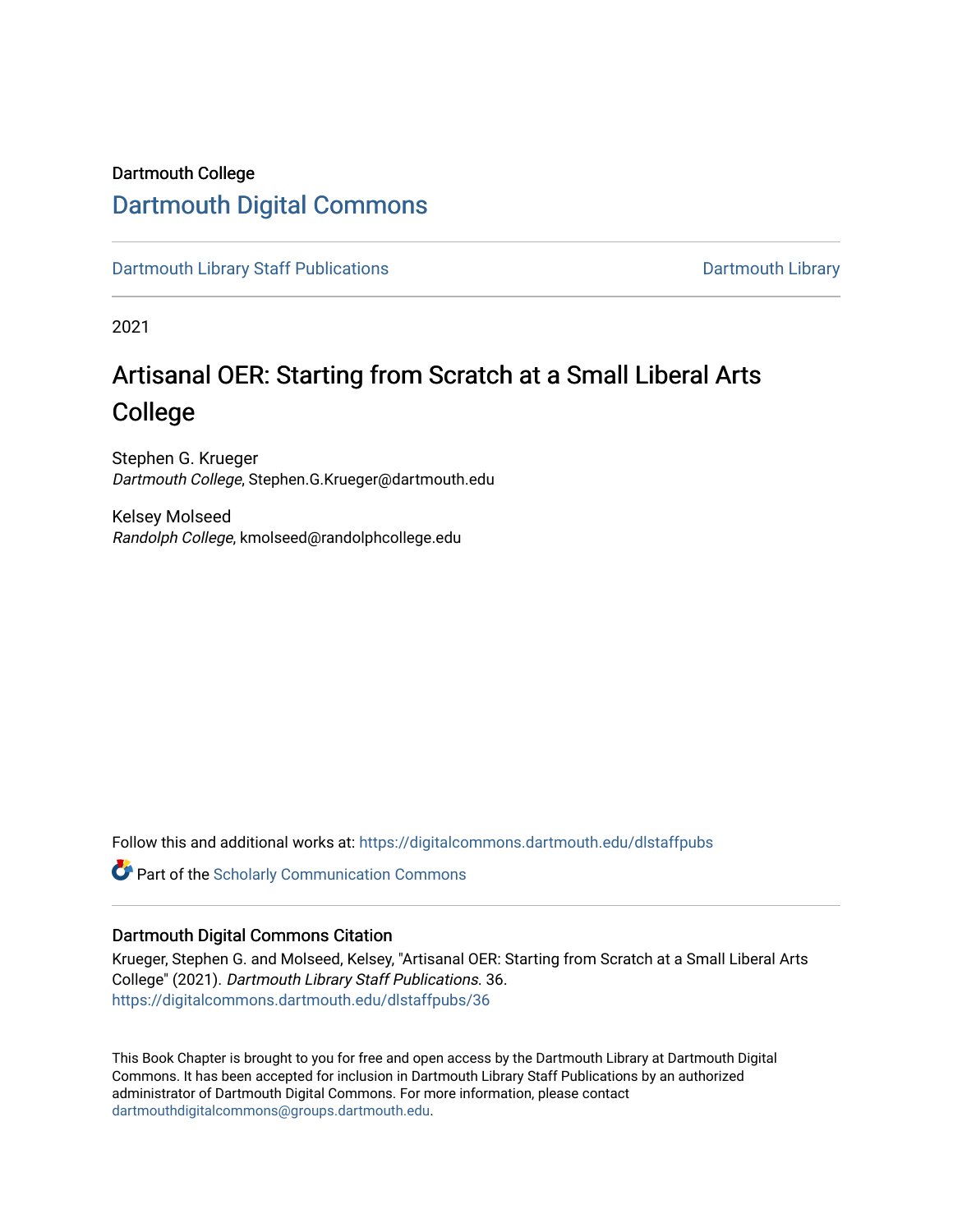Dartmouth College

# Dartmouth Digital Commons

Dartmouth Library Staff Publications | Dartmouth Library

2021

## Artisanal OER: Starting from Scratch at a Small Liberal Arts College

Stephen G. Krueger
*Dartmouth College*, Stephen.G.Krueger@dartmouth.edu

Kelsey Molseed
*Randolph College*, kmolseed@randolphcollege.edu

Follow this and additional works at: https://digitalcommons.dartmouth.edu/dlstaffpubs

Part of the Scholarly Communication Commons

### Dartmouth Digital Commons Citation

Krueger, Stephen G. and Molseed, Kelsey, "Artisanal OER: Starting from Scratch at a Small Liberal Arts College" (2021). *Dartmouth Library Staff Publications*. 36.
https://digitalcommons.dartmouth.edu/dlstaffpubs/36

This Book Chapter is brought to you for free and open access by the Dartmouth Library at Dartmouth Digital Commons. It has been accepted for inclusion in Dartmouth Library Staff Publications by an authorized administrator of Dartmouth Digital Commons. For more information, please contact dartmouthdigitalcommons@groups.dartmouth.edu.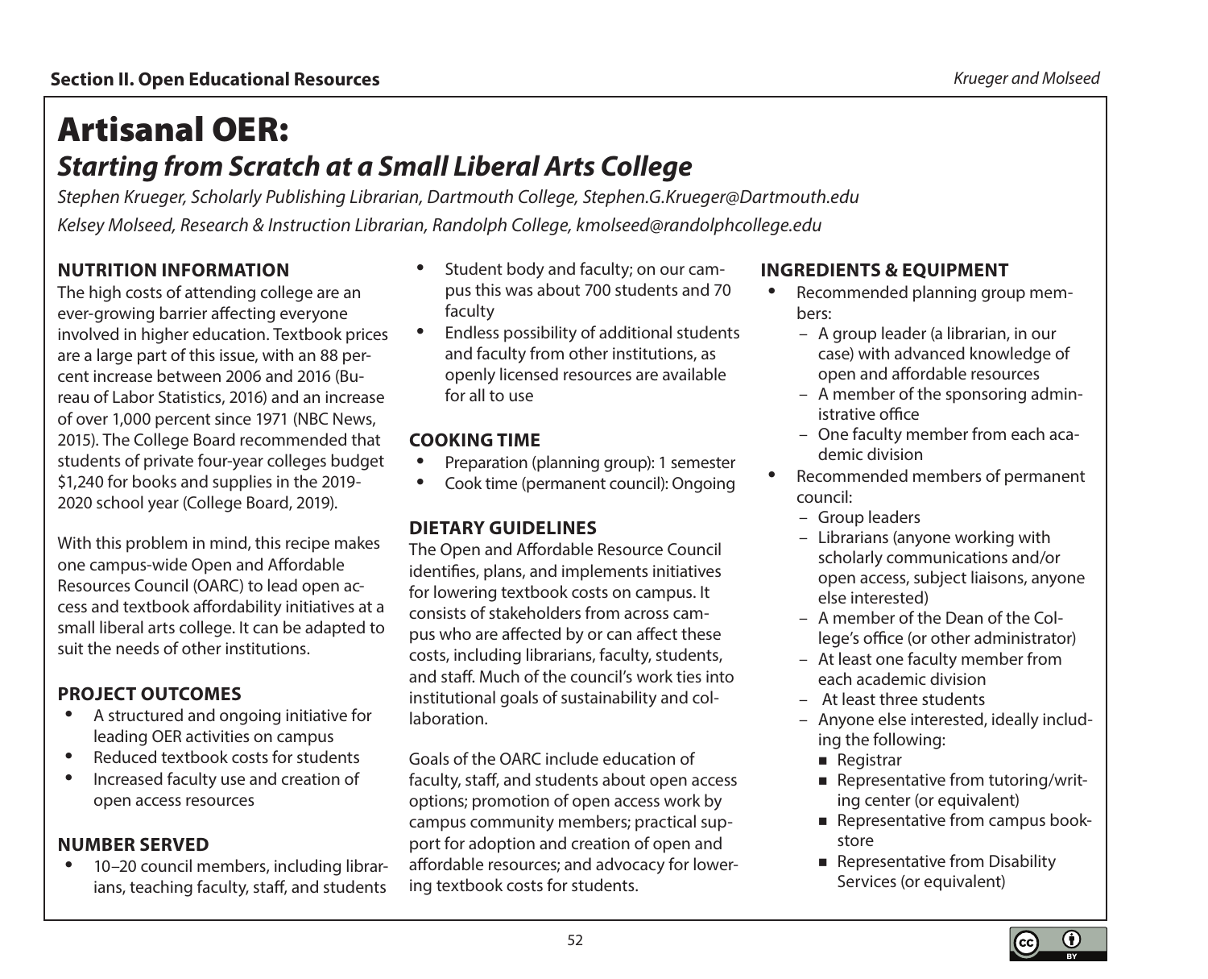# Artisanal OER:

## *Starting from Scratch at a Small Liberal Arts College*

*Stephen Krueger, Scholarly Publishing Librarian, Dartmouth College, Stephen.G.Krueger@Dartmouth.edu*

*Kelsey Molseed, Research & Instruction Librarian, Randolph College, kmolseed@randolphcollege.edu*

### NUTRITION INFORMATION

The high costs of attending college are an ever-growing barrier affecting everyone involved in higher education. Textbook prices are a large part of this issue, with an 88 percent increase between 2006 and 2016 (Bureau of Labor Statistics, 2016) and an increase of over 1,000 percent since 1971 (NBC News, 2015). The College Board recommended that students of private four-year colleges budget $1,240 for books and supplies in the 2019-2020 school year (College Board, 2019).

With this problem in mind, this recipe makes one campus-wide Open and Affordable Resources Council (OARC) to lead open access and textbook affordability initiatives at a small liberal arts college. It can be adapted to suit the needs of other institutions.

### PROJECT OUTCOMES

- A structured and ongoing initiative for leading OER activities on campus
- Reduced textbook costs for students
- Increased faculty use and creation of open access resources

### NUMBER SERVED

- 10–20 council members, including librarians, teaching faculty, staff, and students
- Student body and faculty; on our campus this was about 700 students and 70 faculty
- Endless possibility of additional students and faculty from other institutions, as openly licensed resources are available for all to use

### COOKING TIME

- Preparation (planning group): 1 semester
- Cook time (permanent council): Ongoing

### DIETARY GUIDELINES

The Open and Affordable Resource Council identifies, plans, and implements initiatives for lowering textbook costs on campus. It consists of stakeholders from across campus who are affected by or can affect these costs, including librarians, faculty, students, and staff. Much of the council's work ties into institutional goals of sustainability and collaboration.

Goals of the OARC include education of faculty, staff, and students about open access options; promotion of open access work by campus community members; practical support for adoption and creation of open and affordable resources; and advocacy for lowering textbook costs for students.

### INGREDIENTS & EQUIPMENT

- Recommended planning group members:
  - A group leader (a librarian, in our case) with advanced knowledge of open and affordable resources
  - A member of the sponsoring administrative office
  - One faculty member from each academic division
- Recommended members of permanent council:
  - Group leaders
  - Librarians (anyone working with scholarly communications and/or open access, subject liaisons, anyone else interested)
  - A member of the Dean of the College's office (or other administrator)
  - At least one faculty member from each academic division
  - At least three students
  - Anyone else interested, ideally including the following:
    - Registrar
    - Representative from tutoring/writing center (or equivalent)
    - Representative from campus bookstore
    - Representative from Disability Services (or equivalent)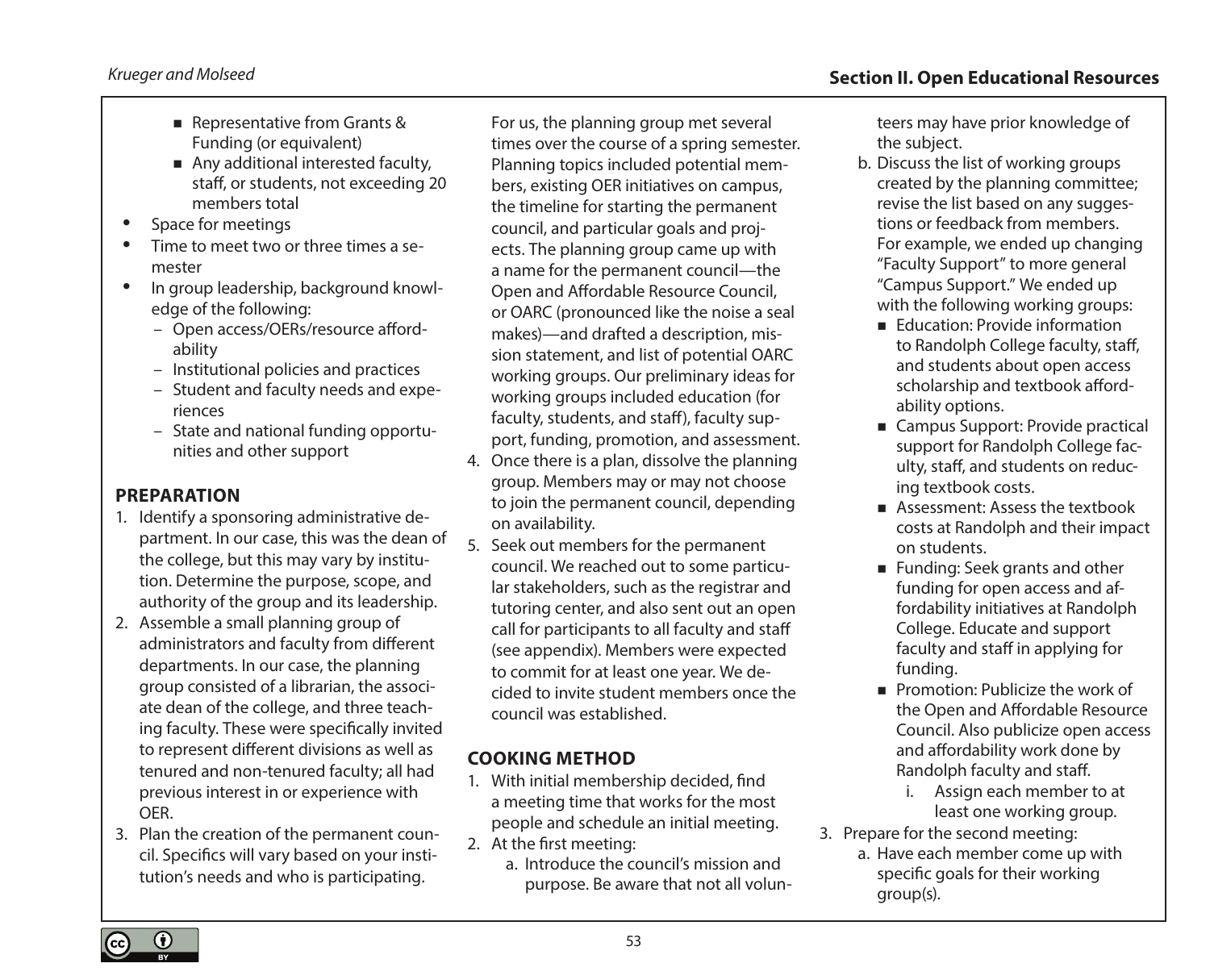- Representative from Grants & Funding (or equivalent)
  - Any additional interested faculty, staff, or students, not exceeding 20 members total
- Space for meetings
- Time to meet two or three times a semester
- In group leadership, background knowledge of the following:
  - Open access/OERs/resource affordability
  - Institutional policies and practices
  - Student and faculty needs and experiences
  - State and national funding opportunities and other support

## PREPARATION

1. Identify a sponsoring administrative department. In our case, this was the dean of the college, but this may vary by institution. Determine the purpose, scope, and authority of the group and its leadership.
2. Assemble a small planning group of administrators and faculty from different departments. In our case, the planning group consisted of a librarian, the associate dean of the college, and three teaching faculty. These were specifically invited to represent different divisions as well as tenured and non-tenured faculty; all had previous interest in or experience with OER.
3. Plan the creation of the permanent council. Specifics will vary based on your institution's needs and who is participating. For us, the planning group met several times over the course of a spring semester. Planning topics included potential members, existing OER initiatives on campus, the timeline for starting the permanent council, and particular goals and projects. The planning group came up with a name for the permanent council—the Open and Affordable Resource Council, or OARC (pronounced like the noise a seal makes)—and drafted a description, mission statement, and list of potential OARC working groups. Our preliminary ideas for working groups included education (for faculty, students, and staff), faculty support, funding, promotion, and assessment.
4. Once there is a plan, dissolve the planning group. Members may or may not choose to join the permanent council, depending on availability.
5. Seek out members for the permanent council. We reached out to some particular stakeholders, such as the registrar and tutoring center, and also sent out an open call for participants to all faculty and staff (see appendix). Members were expected to commit for at least one year. We decided to invite student members once the council was established.

## COOKING METHOD

1. With initial membership decided, find a meeting time that works for the most people and schedule an initial meeting.
2. At the first meeting:
   a. Introduce the council's mission and purpose. Be aware that not all volunteers may have prior knowledge of the subject.
   b. Discuss the list of working groups created by the planning committee; revise the list based on any suggestions or feedback from members. For example, we ended up changing "Faculty Support" to more general "Campus Support." We ended up with the following working groups:
      - Education: Provide information to Randolph College faculty, staff, and students about open access scholarship and textbook affordability options.
      - Campus Support: Provide practical support for Randolph College faculty, staff, and students on reducing textbook costs.
      - Assessment: Assess the textbook costs at Randolph and their impact on students.
      - Funding: Seek grants and other funding for open access and affordability initiatives at Randolph College. Educate and support faculty and staff in applying for funding.
      - Promotion: Publicize the work of the Open and Affordable Resource Council. Also publicize open access and affordability work done by Randolph faculty and staff.
        i. Assign each member to at least one working group.
3. Prepare for the second meeting:
   a. Have each member come up with specific goals for their working group(s).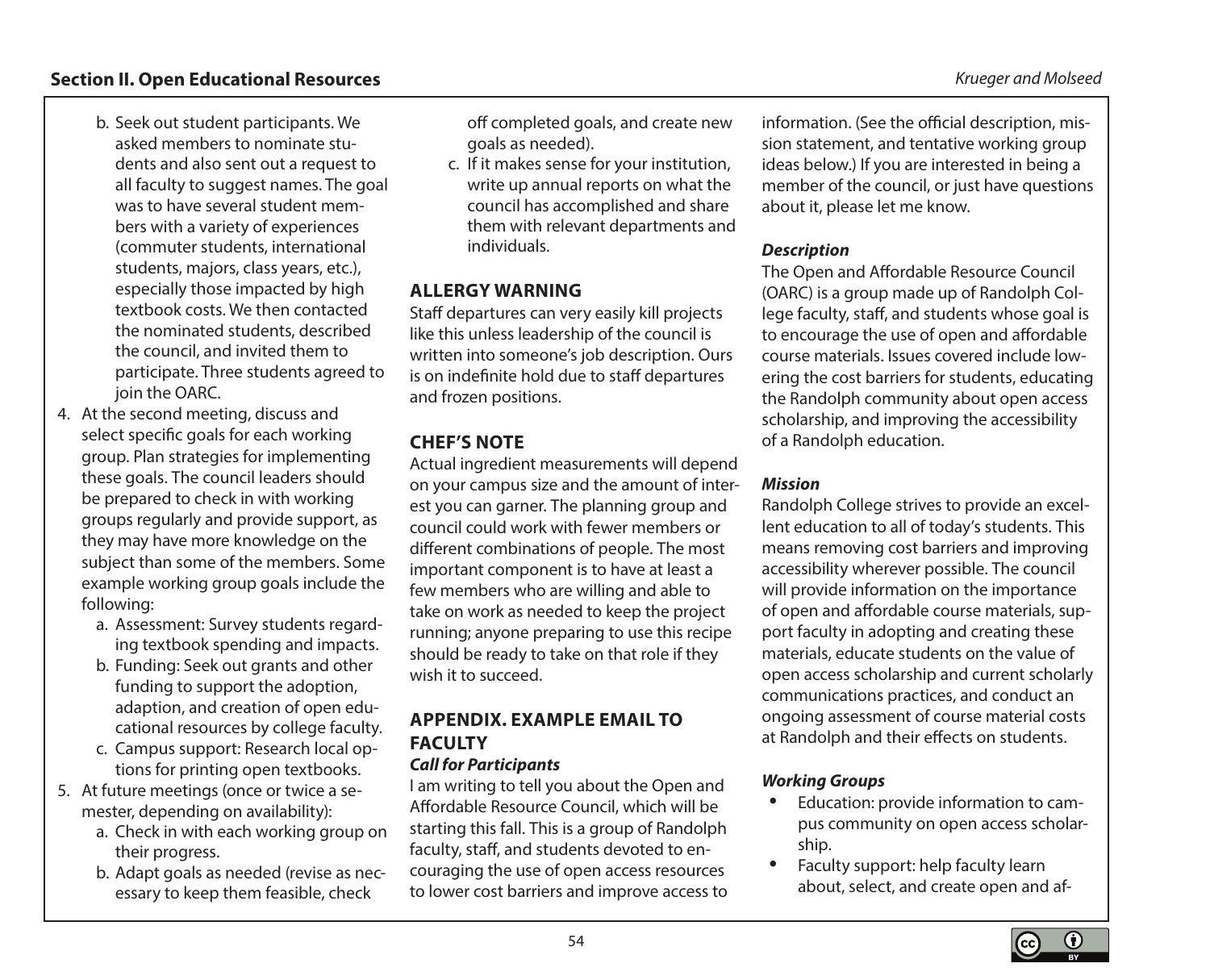b. Seek out student participants. We asked members to nominate students and also sent out a request to all faculty to suggest names. The goal was to have several student members with a variety of experiences (commuter students, international students, majors, class years, etc.), especially those impacted by high textbook costs. We then contacted the nominated students, described the council, and invited them to participate. Three students agreed to join the OARC.
4. At the second meeting, discuss and select specific goals for each working group. Plan strategies for implementing these goals. The council leaders should be prepared to check in with working groups regularly and provide support, as they may have more knowledge on the subject than some of the members. Some example working group goals include the following:
   a. Assessment: Survey students regarding textbook spending and impacts.
   b. Funding: Seek out grants and other funding to support the adoption, adaption, and creation of open educational resources by college faculty.
   c. Campus support: Research local options for printing open textbooks.
5. At future meetings (once or twice a semester, depending on availability):
   a. Check in with each working group on their progress.
   b. Adapt goals as needed (revise as necessary to keep them feasible, check off completed goals, and create new goals as needed).
   c. If it makes sense for your institution, write up annual reports on what the council has accomplished and share them with relevant departments and individuals.

## ALLERGY WARNING

Staff departures can very easily kill projects like this unless leadership of the council is written into someone's job description. Ours is on indefinite hold due to staff departures and frozen positions.

## CHEF'S NOTE

Actual ingredient measurements will depend on your campus size and the amount of interest you can garner. The planning group and council could work with fewer members or different combinations of people. The most important component is to have at least a few members who are willing and able to take on work as needed to keep the project running; anyone preparing to use this recipe should be ready to take on that role if they wish it to succeed.

## APPENDIX. EXAMPLE EMAIL TO FACULTY

### *Call for Participants*

I am writing to tell you about the Open and Affordable Resource Council, which will be starting this fall. This is a group of Randolph faculty, staff, and students devoted to encouraging the use of open access resources to lower cost barriers and improve access to information. (See the official description, mission statement, and tentative working group ideas below.) If you are interested in being a member of the council, or just have questions about it, please let me know.

### *Description*

The Open and Affordable Resource Council (OARC) is a group made up of Randolph College faculty, staff, and students whose goal is to encourage the use of open and affordable course materials. Issues covered include lowering the cost barriers for students, educating the Randolph community about open access scholarship, and improving the accessibility of a Randolph education.

### *Mission*

Randolph College strives to provide an excellent education to all of today's students. This means removing cost barriers and improving accessibility wherever possible. The council will provide information on the importance of open and affordable course materials, support faculty in adopting and creating these materials, educate students on the value of open access scholarship and current scholarly communications practices, and conduct an ongoing assessment of course material costs at Randolph and their effects on students.

### *Working Groups*

- Education: provide information to campus community on open access scholarship.
- Faculty support: help faculty learn about, select, and create open and af-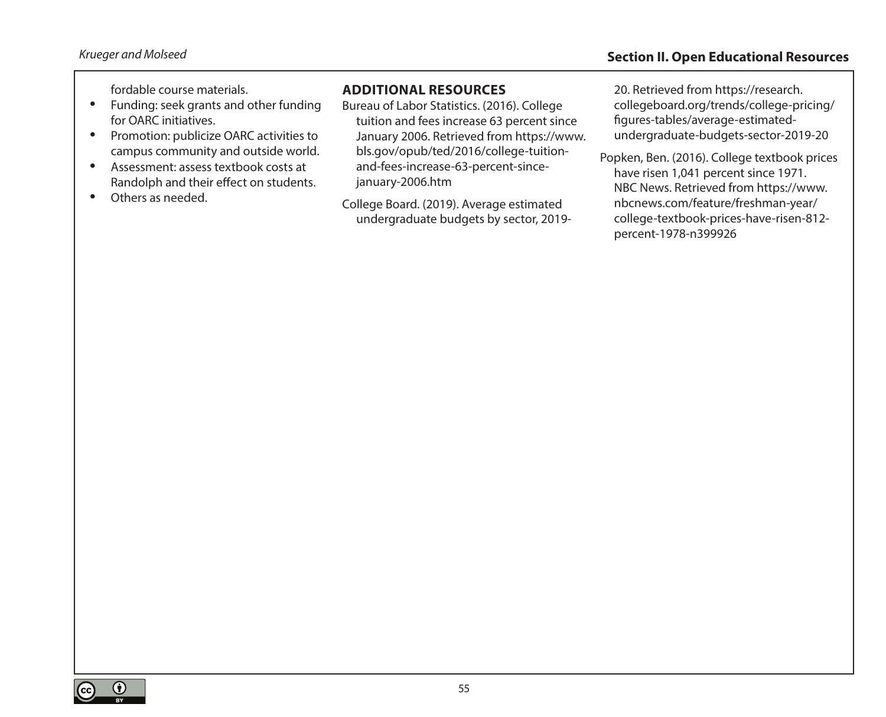fordable course materials.

- Funding: seek grants and other funding for OARC initiatives.
- Promotion: publicize OARC activities to campus community and outside world.
- Assessment: assess textbook costs at Randolph and their effect on students.
- Others as needed.

## ADDITIONAL RESOURCES

Bureau of Labor Statistics. (2016). College tuition and fees increase 63 percent since January 2006. Retrieved from https://www.bls.gov/opub/ted/2016/college-tuition-and-fees-increase-63-percent-since-january-2006.htm

College Board. (2019). Average estimated undergraduate budgets by sector, 2019-20. Retrieved from https://research.collegeboard.org/trends/college-pricing/figures-tables/average-estimated-undergraduate-budgets-sector-2019-20

Popken, Ben. (2016). College textbook prices have risen 1,041 percent since 1971. NBC News. Retrieved from https://www.nbcnews.com/feature/freshman-year/college-textbook-prices-have-risen-812-percent-1978-n399926